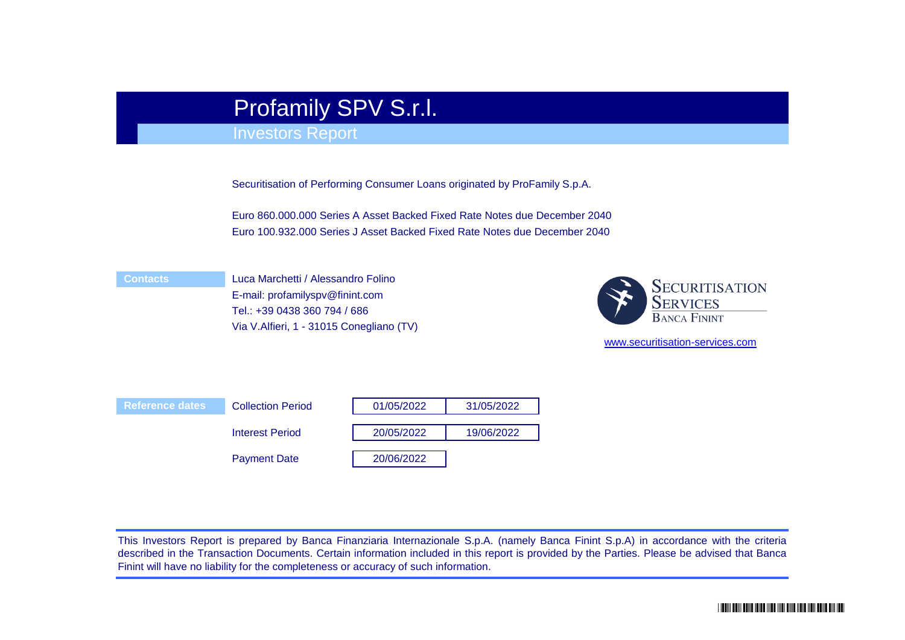# Profamily SPV S.r.l.

## Investors Report

Securitisation of Performing Consumer Loans originated by ProFamily S.p.A.

Euro 860.000.000 Series A Asset Backed Fixed Rate Notes due December 2040
Euro 100.932.000 Series J Asset Backed Fixed Rate Notes due December 2040

**Contacts**

Luca Marchetti / Alessandro Folino
E-mail: profamilyspv@finint.com
Tel.: +39 0438 360 794 / 686
Via V.Alfieri, 1 - 31015 Conegliano (TV)

SECURITISATION SERVICES
BANCA FININT

www.securitisation-services.com

**Reference dates**

| | | |
|---|---|---|
| Collection Period | 01/05/2022 | 31/05/2022 |
| Interest Period | 20/05/2022 | 19/06/2022 |
| Payment Date | 20/06/2022 | |

This Investors Report is prepared by Banca Finanziaria Internazionale S.p.A. (namely Banca Finint S.p.A) in accordance with the criteria described in the Transaction Documents. Certain information included in this report is provided by the Parties. Please be advised that Banca Finint will have no liability for the completeness or accuracy of such information.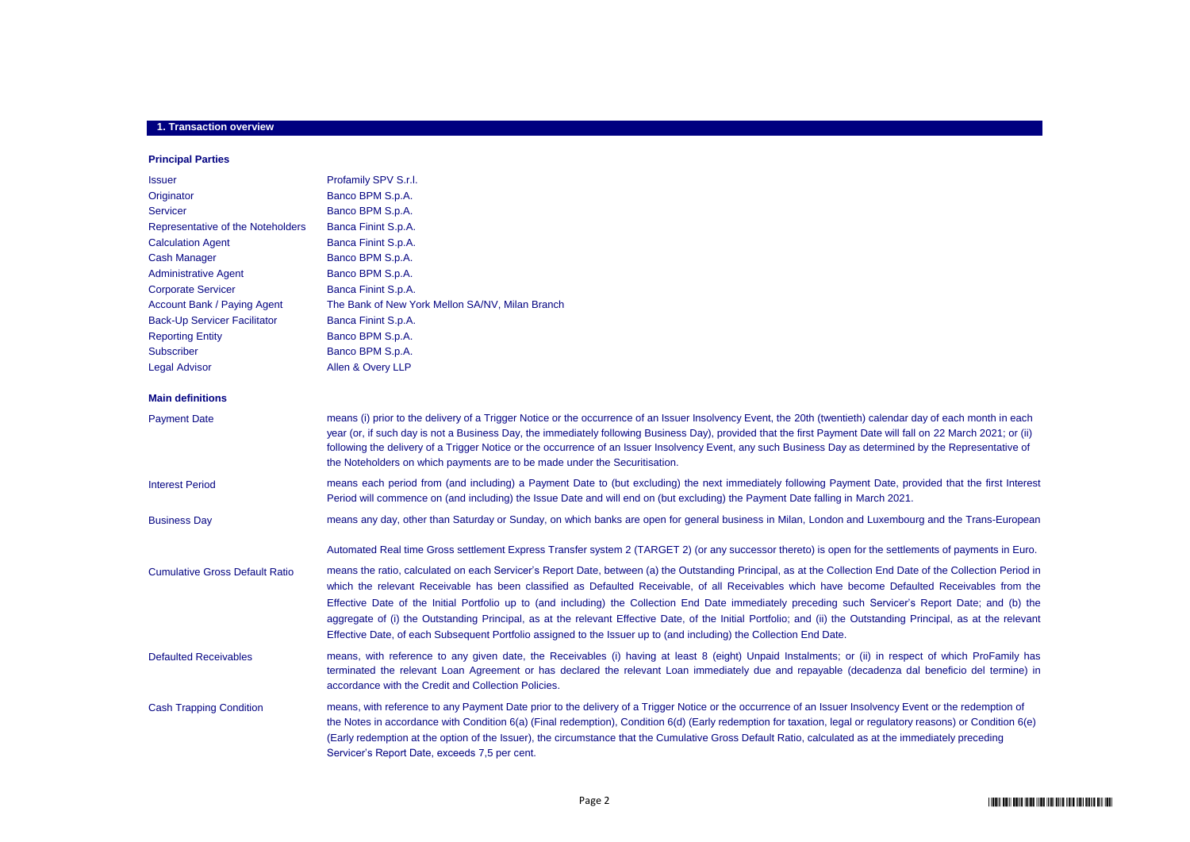## 1. Transaction overview

### Principal Parties

| | |
|---|---|
| Issuer | Profamily SPV S.r.l. |
| Originator | Banco BPM S.p.A. |
| Servicer | Banco BPM S.p.A. |
| Representative of the Noteholders | Banca Finint S.p.A. |
| Calculation Agent | Banca Finint S.p.A. |
| Cash Manager | Banco BPM S.p.A. |
| Administrative Agent | Banco BPM S.p.A. |
| Corporate Servicer | Banca Finint S.p.A. |
| Account Bank / Paying Agent | The Bank of New York Mellon SA/NV, Milan Branch |
| Back-Up Servicer Facilitator | Banca Finint S.p.A. |
| Reporting Entity | Banco BPM S.p.A. |
| Subscriber | Banco BPM S.p.A. |
| Legal Advisor | Allen & Overy LLP |

### Main definitions

| | |
|---|---|
| Payment Date | means (i) prior to the delivery of a Trigger Notice or the occurrence of an Issuer Insolvency Event, the 20th (twentieth) calendar day of each month in each year (or, if such day is not a Business Day, the immediately following Business Day), provided that the first Payment Date will fall on 22 March 2021; or (ii) following the delivery of a Trigger Notice or the occurrence of an Issuer Insolvency Event, any such Business Day as determined by the Representative of the Noteholders on which payments are to be made under the Securitisation. |
| Interest Period | means each period from (and including) a Payment Date to (but excluding) the next immediately following Payment Date, provided that the first Interest Period will commence on (and including) the Issue Date and will end on (but excluding) the Payment Date falling in March 2021. |
| Business Day | means any day, other than Saturday or Sunday, on which banks are open for general business in Milan, London and Luxembourg and the Trans-European Automated Real time Gross settlement Express Transfer system 2 (TARGET 2) (or any successor thereto) is open for the settlements of payments in Euro. |
| Cumulative Gross Default Ratio | means the ratio, calculated on each Servicer's Report Date, between (a) the Outstanding Principal, as at the Collection End Date of the Collection Period in which the relevant Receivable has been classified as Defaulted Receivable, of all Receivables which have become Defaulted Receivables from the Effective Date of the Initial Portfolio up to (and including) the Collection End Date immediately preceding such Servicer's Report Date; and (b) the aggregate of (i) the Outstanding Principal, as at the relevant Effective Date, of the Initial Portfolio; and (ii) the Outstanding Principal, as at the relevant Effective Date, of each Subsequent Portfolio assigned to the Issuer up to (and including) the Collection End Date. |
| Defaulted Receivables | means, with reference to any given date, the Receivables (i) having at least 8 (eight) Unpaid Instalments; or (ii) in respect of which ProFamily has terminated the relevant Loan Agreement or has declared the relevant Loan immediately due and repayable (decadenza dal beneficio del termine) in accordance with the Credit and Collection Policies. |
| Cash Trapping Condition | means, with reference to any Payment Date prior to the delivery of a Trigger Notice or the occurrence of an Issuer Insolvency Event or the redemption of the Notes in accordance with Condition 6(a) (Final redemption), Condition 6(d) (Early redemption for taxation, legal or regulatory reasons) or Condition 6(e) (Early redemption at the option of the Issuer), the circumstance that the Cumulative Gross Default Ratio, calculated as at the immediately preceding Servicer's Report Date, exceeds 7,5 per cent. |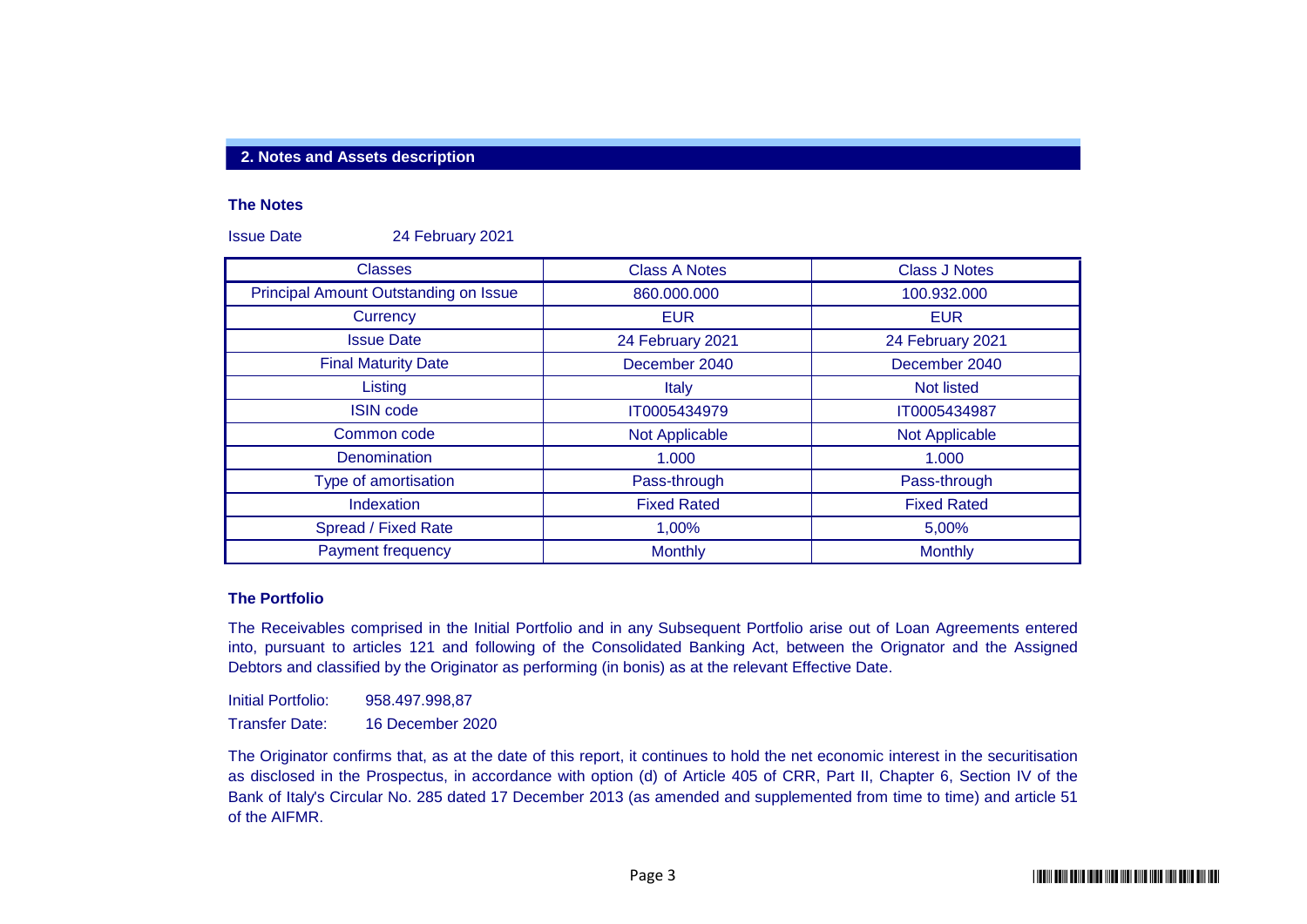## 2. Notes and Assets description

### The Notes

Issue Date 24 February 2021

| Classes | Class A Notes | Class J Notes |
|---|---|---|
| Principal Amount Outstanding on Issue | 860.000.000 | 100.932.000 |
| Currency | EUR | EUR |
| Issue Date | 24 February 2021 | 24 February 2021 |
| Final Maturity Date | December 2040 | December 2040 |
| Listing | Italy | Not listed |
| ISIN code | IT0005434979 | IT0005434987 |
| Common code | Not Applicable | Not Applicable |
| Denomination | 1.000 | 1.000 |
| Type of amortisation | Pass-through | Pass-through |
| Indexation | Fixed Rated | Fixed Rated |
| Spread / Fixed Rate | 1,00% | 5,00% |
| Payment frequency | Monthly | Monthly |

### The Portfolio

The Receivables comprised in the Initial Portfolio and in any Subsequent Portfolio arise out of Loan Agreements entered into, pursuant to articles 121 and following of the Consolidated Banking Act, between the Orignator and the Assigned Debtors and classified by the Originator as performing (in bonis) as at the relevant Effective Date.

Initial Portfolio: 958.497.998,87

Transfer Date: 16 December 2020

The Originator confirms that, as at the date of this report, it continues to hold the net economic interest in the securitisation as disclosed in the Prospectus, in accordance with option (d) of Article 405 of CRR, Part II, Chapter 6, Section IV of the Bank of Italy's Circular No. 285 dated 17 December 2013 (as amended and supplemented from time to time) and article 51 of the AIFMR.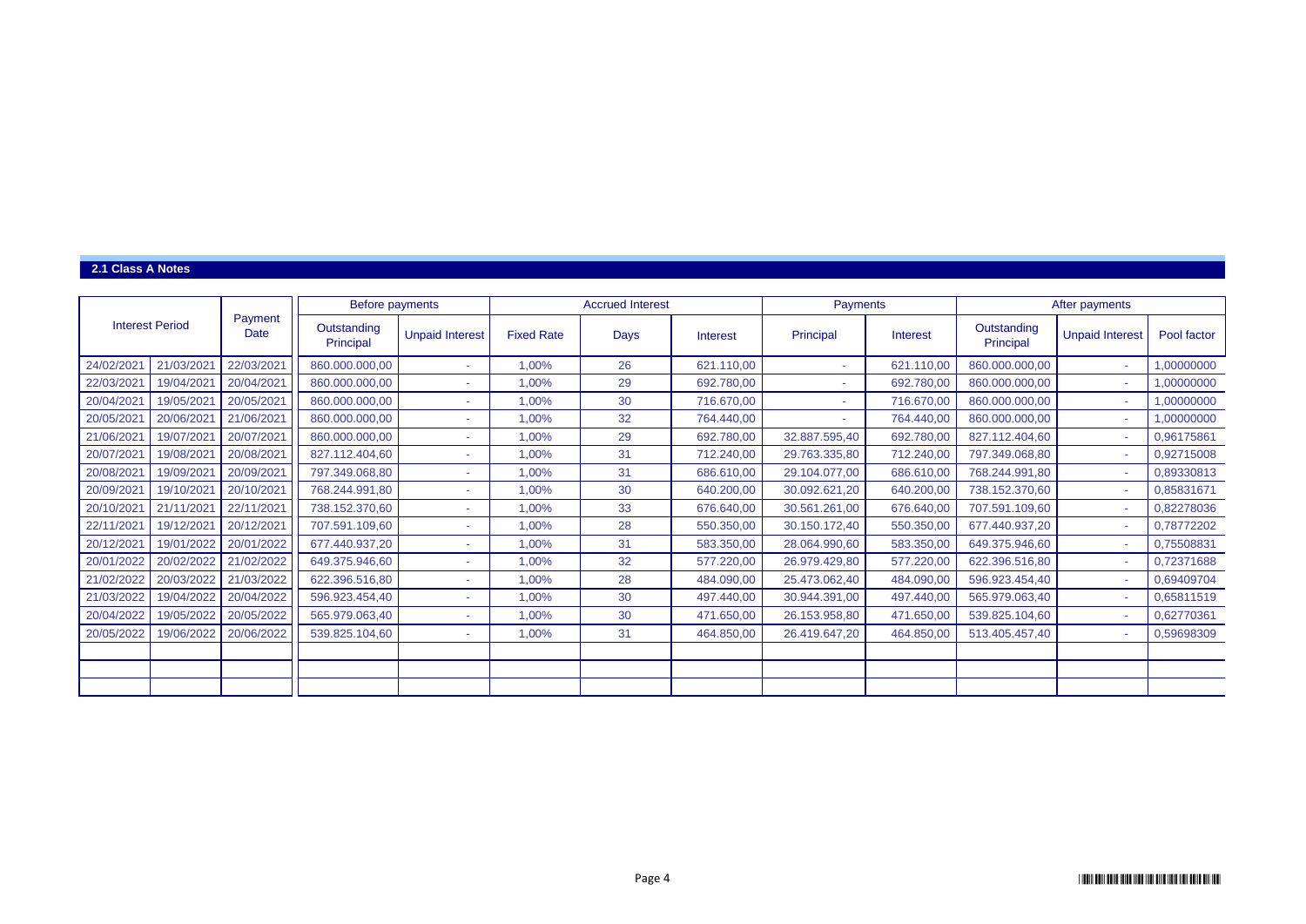## 2.1 Class A Notes

| Interest Period | | Payment Date | Before payments | | Accrued Interest | | | Payments | | After payments | | |
|---|---|---|---|---|---|---|---|---|---|---|---|---|
| | | | Outstanding Principal | Unpaid Interest | Fixed Rate | Days | Interest | Principal | Interest | Outstanding Principal | Unpaid Interest | Pool factor |
| 24/02/2021 | 21/03/2021 | 22/03/2021 | 860.000.000,00 | - | 1,00% | 26 | 621.110,00 | - | 621.110,00 | 860.000.000,00 | - | 1,00000000 |
| 22/03/2021 | 19/04/2021 | 20/04/2021 | 860.000.000,00 | - | 1,00% | 29 | 692.780,00 | - | 692.780,00 | 860.000.000,00 | - | 1,00000000 |
| 20/04/2021 | 19/05/2021 | 20/05/2021 | 860.000.000,00 | - | 1,00% | 30 | 716.670,00 | - | 716.670,00 | 860.000.000,00 | - | 1,00000000 |
| 20/05/2021 | 20/06/2021 | 21/06/2021 | 860.000.000,00 | - | 1,00% | 32 | 764.440,00 | - | 764.440,00 | 860.000.000,00 | - | 1,00000000 |
| 21/06/2021 | 19/07/2021 | 20/07/2021 | 860.000.000,00 | - | 1,00% | 29 | 692.780,00 | 32.887.595,40 | 692.780,00 | 827.112.404,60 | - | 0,96175861 |
| 20/07/2021 | 19/08/2021 | 20/08/2021 | 827.112.404,60 | - | 1,00% | 31 | 712.240,00 | 29.763.335,80 | 712.240,00 | 797.349.068,80 | - | 0,92715008 |
| 20/08/2021 | 19/09/2021 | 20/09/2021 | 797.349.068,80 | - | 1,00% | 31 | 686.610,00 | 29.104.077,00 | 686.610,00 | 768.244.991,80 | - | 0,89330813 |
| 20/09/2021 | 19/10/2021 | 20/10/2021 | 768.244.991,80 | - | 1,00% | 30 | 640.200,00 | 30.092.621,20 | 640.200,00 | 738.152.370,60 | - | 0,85831671 |
| 20/10/2021 | 21/11/2021 | 22/11/2021 | 738.152.370,60 | - | 1,00% | 33 | 676.640,00 | 30.561.261,00 | 676.640,00 | 707.591.109,60 | - | 0,82278036 |
| 22/11/2021 | 19/12/2021 | 20/12/2021 | 707.591.109,60 | - | 1,00% | 28 | 550.350,00 | 30.150.172,40 | 550.350,00 | 677.440.937,20 | - | 0,78772202 |
| 20/12/2021 | 19/01/2022 | 20/01/2022 | 677.440.937,20 | - | 1,00% | 31 | 583.350,00 | 28.064.990,60 | 583.350,00 | 649.375.946,60 | - | 0,75508831 |
| 20/01/2022 | 20/02/2022 | 21/02/2022 | 649.375.946,60 | - | 1,00% | 32 | 577.220,00 | 26.979.429,80 | 577.220,00 | 622.396.516,80 | - | 0,72371688 |
| 21/02/2022 | 20/03/2022 | 21/03/2022 | 622.396.516,80 | - | 1,00% | 28 | 484.090,00 | 25.473.062,40 | 484.090,00 | 596.923.454,40 | - | 0,69409704 |
| 21/03/2022 | 19/04/2022 | 20/04/2022 | 596.923.454,40 | - | 1,00% | 30 | 497.440,00 | 30.944.391,00 | 497.440,00 | 565.979.063,40 | - | 0,65811519 |
| 20/04/2022 | 19/05/2022 | 20/05/2022 | 565.979.063,40 | - | 1,00% | 30 | 471.650,00 | 26.153.958,80 | 471.650,00 | 539.825.104,60 | - | 0,62770361 |
| 20/05/2022 | 19/06/2022 | 20/06/2022 | 539.825.104,60 | - | 1,00% | 31 | 464.850,00 | 26.419.647,20 | 464.850,00 | 513.405.457,40 | - | 0,59698309 |
| | | | | | | | | | | | | |
| | | | | | | | | | | | | |
| | | | | | | | | | | | | |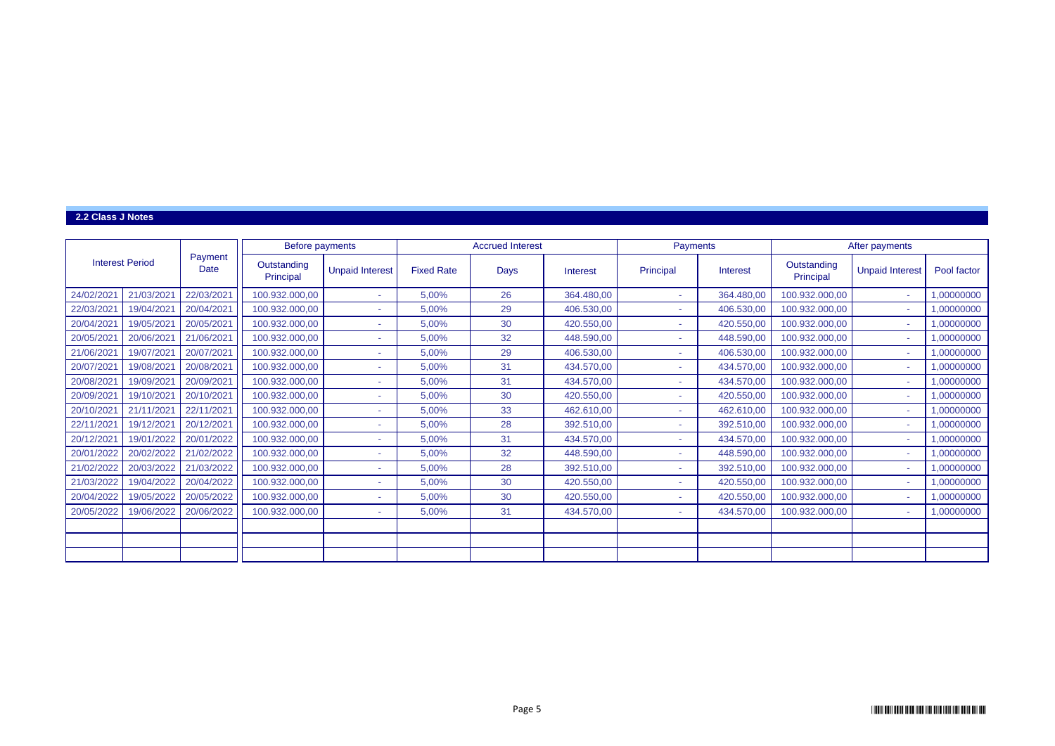## 2.2 Class J Notes

| Interest Period | | Payment Date | Before payments | | Accrued Interest | | | Payments | | After payments | | |
|---|---|---|---|---|---|---|---|---|---|---|---|---|
| | | | Outstanding Principal | Unpaid Interest | Fixed Rate | Days | Interest | Principal | Interest | Outstanding Principal | Unpaid Interest | Pool factor |
| 24/02/2021 | 21/03/2021 | 22/03/2021 | 100.932.000,00 | - | 5,00% | 26 | 364.480,00 | - | 364.480,00 | 100.932.000,00 | - | 1,00000000 |
| 22/03/2021 | 19/04/2021 | 20/04/2021 | 100.932.000,00 | - | 5,00% | 29 | 406.530,00 | - | 406.530,00 | 100.932.000,00 | - | 1,00000000 |
| 20/04/2021 | 19/05/2021 | 20/05/2021 | 100.932.000,00 | - | 5,00% | 30 | 420.550,00 | - | 420.550,00 | 100.932.000,00 | - | 1,00000000 |
| 20/05/2021 | 20/06/2021 | 21/06/2021 | 100.932.000,00 | - | 5,00% | 32 | 448.590,00 | - | 448.590,00 | 100.932.000,00 | - | 1,00000000 |
| 21/06/2021 | 19/07/2021 | 20/07/2021 | 100.932.000,00 | - | 5,00% | 29 | 406.530,00 | - | 406.530,00 | 100.932.000,00 | - | 1,00000000 |
| 20/07/2021 | 19/08/2021 | 20/08/2021 | 100.932.000,00 | - | 5,00% | 31 | 434.570,00 | - | 434.570,00 | 100.932.000,00 | - | 1,00000000 |
| 20/08/2021 | 19/09/2021 | 20/09/2021 | 100.932.000,00 | - | 5,00% | 31 | 434.570,00 | - | 434.570,00 | 100.932.000,00 | - | 1,00000000 |
| 20/09/2021 | 19/10/2021 | 20/10/2021 | 100.932.000,00 | - | 5,00% | 30 | 420.550,00 | - | 420.550,00 | 100.932.000,00 | - | 1,00000000 |
| 20/10/2021 | 21/11/2021 | 22/11/2021 | 100.932.000,00 | - | 5,00% | 33 | 462.610,00 | - | 462.610,00 | 100.932.000,00 | - | 1,00000000 |
| 22/11/2021 | 19/12/2021 | 20/12/2021 | 100.932.000,00 | - | 5,00% | 28 | 392.510,00 | - | 392.510,00 | 100.932.000,00 | - | 1,00000000 |
| 20/12/2021 | 19/01/2022 | 20/01/2022 | 100.932.000,00 | - | 5,00% | 31 | 434.570,00 | - | 434.570,00 | 100.932.000,00 | - | 1,00000000 |
| 20/01/2022 | 20/02/2022 | 21/02/2022 | 100.932.000,00 | - | 5,00% | 32 | 448.590,00 | - | 448.590,00 | 100.932.000,00 | - | 1,00000000 |
| 21/02/2022 | 20/03/2022 | 21/03/2022 | 100.932.000,00 | - | 5,00% | 28 | 392.510,00 | - | 392.510,00 | 100.932.000,00 | - | 1,00000000 |
| 21/03/2022 | 19/04/2022 | 20/04/2022 | 100.932.000,00 | - | 5,00% | 30 | 420.550,00 | - | 420.550,00 | 100.932.000,00 | - | 1,00000000 |
| 20/04/2022 | 19/05/2022 | 20/05/2022 | 100.932.000,00 | - | 5,00% | 30 | 420.550,00 | - | 420.550,00 | 100.932.000,00 | - | 1,00000000 |
| 20/05/2022 | 19/06/2022 | 20/06/2022 | 100.932.000,00 | - | 5,00% | 31 | 434.570,00 | - | 434.570,00 | 100.932.000,00 | - | 1,00000000 |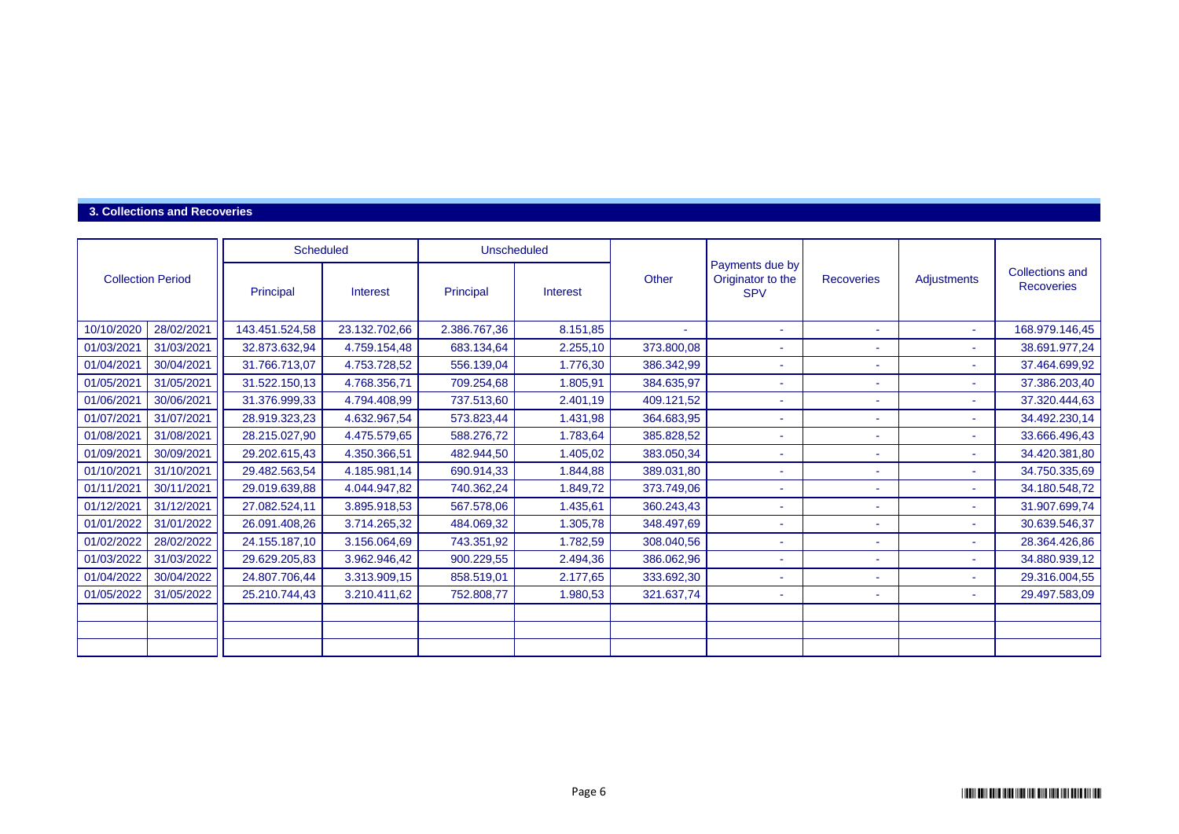### 3. Collections and Recoveries

| Collection Period | | Scheduled | | Unscheduled | | Other | Payments due by Originator to the SPV | Recoveries | Adjustments | Collections and Recoveries |
|---|---|---|---|---|---|---|---|---|---|---|
| | | Principal | Interest | Principal | Interest | | | | | |
| 10/10/2020 | 28/02/2021 | 143.451.524,58 | 23.132.702,66 | 2.386.767,36 | 8.151,85 | - | - | - | - | 168.979.146,45 |
| 01/03/2021 | 31/03/2021 | 32.873.632,94 | 4.759.154,48 | 683.134,64 | 2.255,10 | 373.800,08 | - | - | - | 38.691.977,24 |
| 01/04/2021 | 30/04/2021 | 31.766.713,07 | 4.753.728,52 | 556.139,04 | 1.776,30 | 386.342,99 | - | - | - | 37.464.699,92 |
| 01/05/2021 | 31/05/2021 | 31.522.150,13 | 4.768.356,71 | 709.254,68 | 1.805,91 | 384.635,97 | - | - | - | 37.386.203,40 |
| 01/06/2021 | 30/06/2021 | 31.376.999,33 | 4.794.408,99 | 737.513,60 | 2.401,19 | 409.121,52 | - | - | - | 37.320.444,63 |
| 01/07/2021 | 31/07/2021 | 28.919.323,23 | 4.632.967,54 | 573.823,44 | 1.431,98 | 364.683,95 | - | - | - | 34.492.230,14 |
| 01/08/2021 | 31/08/2021 | 28.215.027,90 | 4.475.579,65 | 588.276,72 | 1.783,64 | 385.828,52 | - | - | - | 33.666.496,43 |
| 01/09/2021 | 30/09/2021 | 29.202.615,43 | 4.350.366,51 | 482.944,50 | 1.405,02 | 383.050,34 | - | - | - | 34.420.381,80 |
| 01/10/2021 | 31/10/2021 | 29.482.563,54 | 4.185.981,14 | 690.914,33 | 1.844,88 | 389.031,80 | - | - | - | 34.750.335,69 |
| 01/11/2021 | 30/11/2021 | 29.019.639,88 | 4.044.947,82 | 740.362,24 | 1.849,72 | 373.749,06 | - | - | - | 34.180.548,72 |
| 01/12/2021 | 31/12/2021 | 27.082.524,11 | 3.895.918,53 | 567.578,06 | 1.435,61 | 360.243,43 | - | - | - | 31.907.699,74 |
| 01/01/2022 | 31/01/2022 | 26.091.408,26 | 3.714.265,32 | 484.069,32 | 1.305,78 | 348.497,69 | - | - | - | 30.639.546,37 |
| 01/02/2022 | 28/02/2022 | 24.155.187,10 | 3.156.064,69 | 743.351,92 | 1.782,59 | 308.040,56 | - | - | - | 28.364.426,86 |
| 01/03/2022 | 31/03/2022 | 29.629.205,83 | 3.962.946,42 | 900.229,55 | 2.494,36 | 386.062,96 | - | - | - | 34.880.939,12 |
| 01/04/2022 | 30/04/2022 | 24.807.706,44 | 3.313.909,15 | 858.519,01 | 2.177,65 | 333.692,30 | - | - | - | 29.316.004,55 |
| 01/05/2022 | 31/05/2022 | 25.210.744,43 | 3.210.411,62 | 752.808,77 | 1.980,53 | 321.637,74 | - | - | - | 29.497.583,09 |
| | | | | | | | | | | |
| | | | | | | | | | | |
| | | | | | | | | | | |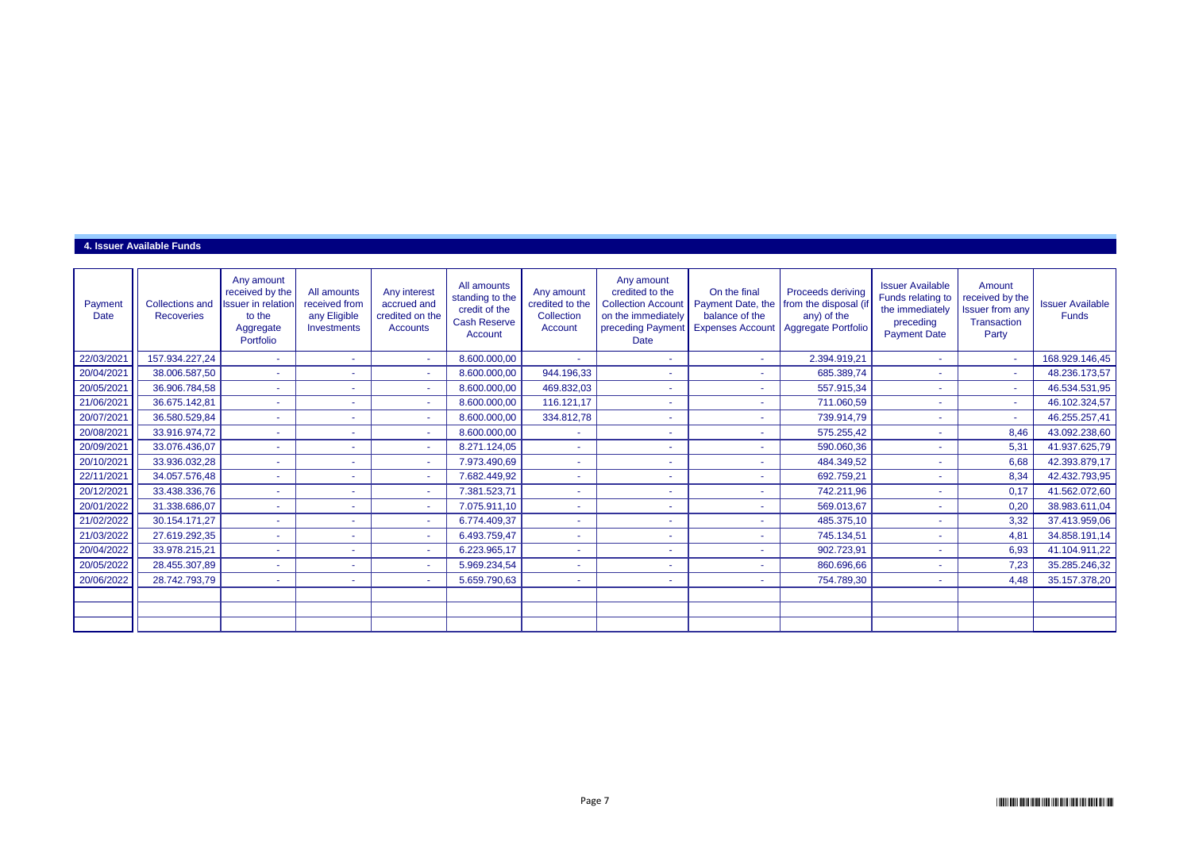## 4. Issuer Available Funds

| Payment Date | Collections and Recoveries | Any amount received by the Issuer in relation to the Aggregate Portfolio | All amounts received from any Eligible Investments | Any interest accrued and credited on the Accounts | All amounts standing to the credit of the Cash Reserve Account | Any amount credited to the Collection Account | Any amount credited to the Collection Account on the immediately preceding Payment Date | On the final Payment Date, the balance of the Expenses Account | Proceeds deriving from the disposal (if any) of the Aggregate Portfolio | Issuer Available Funds relating to the immediately preceding Payment Date | Amount received by the Issuer from any Transaction Party | Issuer Available Funds |
|---|---|---|---|---|---|---|---|---|---|---|---|---|
| 22/03/2021 | 157.934.227,24 | - | - | - | 8.600.000,00 | - | - | - | 2.394.919,21 | - | - | 168.929.146,45 |
| 20/04/2021 | 38.006.587,50 | - | - | - | 8.600.000,00 | 944.196,33 | - | - | 685.389,74 | - | - | 48.236.173,57 |
| 20/05/2021 | 36.906.784,58 | - | - | - | 8.600.000,00 | 469.832,03 | - | - | 557.915,34 | - | - | 46.534.531,95 |
| 21/06/2021 | 36.675.142,81 | - | - | - | 8.600.000,00 | 116.121,17 | - | - | 711.060,59 | - | - | 46.102.324,57 |
| 20/07/2021 | 36.580.529,84 | - | - | - | 8.600.000,00 | 334.812,78 | - | - | 739.914,79 | - | - | 46.255.257,41 |
| 20/08/2021 | 33.916.974,72 | - | - | - | 8.600.000,00 | - | - | - | 575.255,42 | - | 8,46 | 43.092.238,60 |
| 20/09/2021 | 33.076.436,07 | - | - | - | 8.271.124,05 | - | - | - | 590.060,36 | - | 5,31 | 41.937.625,79 |
| 20/10/2021 | 33.936.032,28 | - | - | - | 7.973.490,69 | - | - | - | 484.349,52 | - | 6,68 | 42.393.879,17 |
| 22/11/2021 | 34.057.576,48 | - | - | - | 7.682.449,92 | - | - | - | 692.759,21 | - | 8,34 | 42.432.793,95 |
| 20/12/2021 | 33.438.336,76 | - | - | - | 7.381.523,71 | - | - | - | 742.211,96 | - | 0,17 | 41.562.072,60 |
| 20/01/2022 | 31.338.686,07 | - | - | - | 7.075.911,10 | - | - | - | 569.013,67 | - | 0,20 | 38.983.611,04 |
| 21/02/2022 | 30.154.171,27 | - | - | - | 6.774.409,37 | - | - | - | 485.375,10 | - | 3,32 | 37.413.959,06 |
| 21/03/2022 | 27.619.292,35 | - | - | - | 6.493.759,47 | - | - | - | 745.134,51 | - | 4,81 | 34.858.191,14 |
| 20/04/2022 | 33.978.215,21 | - | - | - | 6.223.965,17 | - | - | - | 902.723,91 | - | 6,93 | 41.104.911,22 |
| 20/05/2022 | 28.455.307,89 | - | - | - | 5.969.234,54 | - | - | - | 860.696,66 | - | 7,23 | 35.285.246,32 |
| 20/06/2022 | 28.742.793,79 | - | - | - | 5.659.790,63 | - | - | - | 754.789,30 | - | 4,48 | 35.157.378,20 |
| | | | | | | | | | | | | |
| | | | | | | | | | | | | |
| | | | | | | | | | | | | |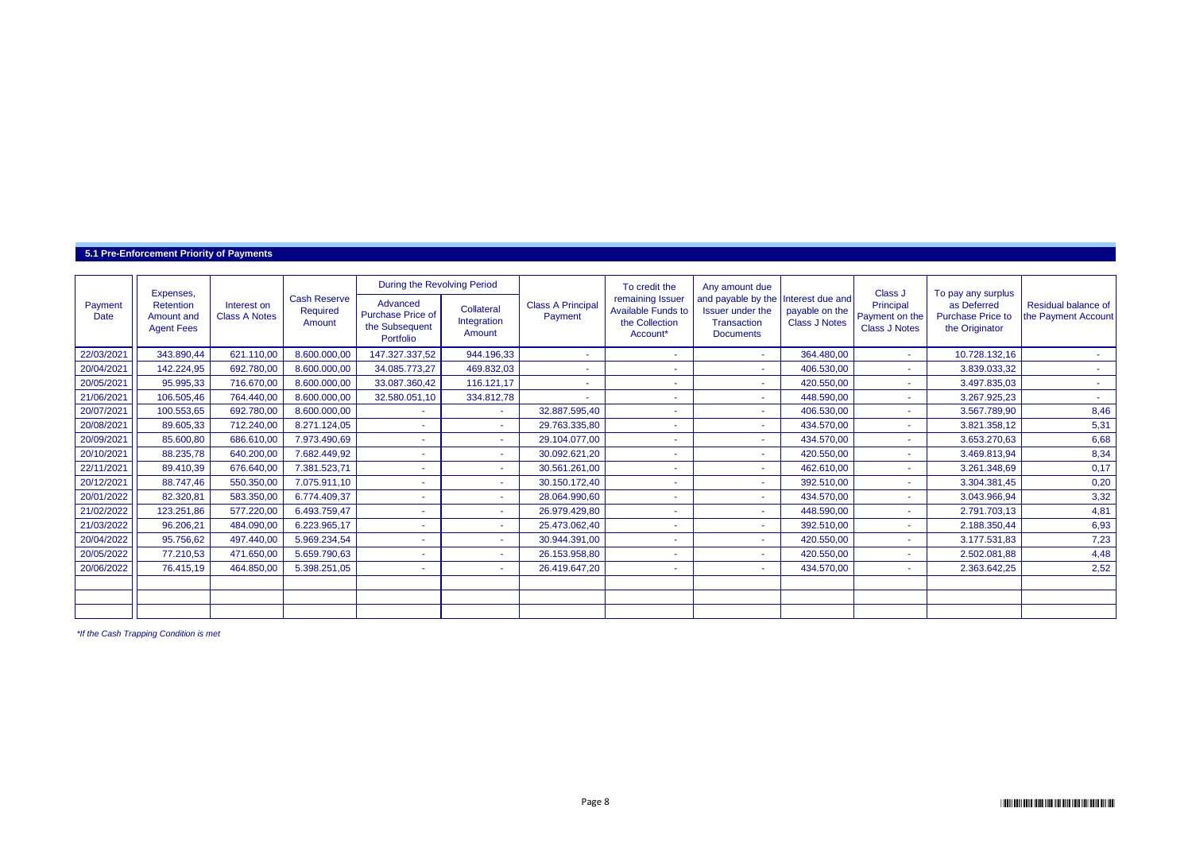### 5.1 Pre-Enforcement Priority of Payments

| Payment Date | Expenses, Retention Amount and Agent Fees | Interest on Class A Notes | Cash Reserve Required Amount | During the Revolving Period | | Class A Principal Payment | To credit the remaining Issuer Available Funds to the Collection Account* | Any amount due and payable by the Issuer under the Transaction Documents | Interest due and payable on the Class J Notes | Class J Principal Payment on the Class J Notes | To pay any surplus as Deferred Purchase Price to the Originator | Residual balance of the Payment Account |
|---|---|---|---|---|---|---|---|---|---|---|---|---|
| | | | | Advanced Purchase Price of the Subsequent Portfolio | Collateral Integration Amount | | | | | | | |
| 22/03/2021 | 343.890,44 | 621.110,00 | 8.600.000,00 | 147.327.337,52 | 944.196,33 | - | - | - | 364.480,00 | - | 10.728.132,16 | - |
| 20/04/2021 | 142.224,95 | 692.780,00 | 8.600.000,00 | 34.085.773,27 | 469.832,03 | - | - | - | 406.530,00 | - | 3.839.033,32 | - |
| 20/05/2021 | 95.995,33 | 716.670,00 | 8.600.000,00 | 33.087.360,42 | 116.121,17 | - | - | - | 420.550,00 | - | 3.497.835,03 | - |
| 21/06/2021 | 106.505,46 | 764.440,00 | 8.600.000,00 | 32.580.051,10 | 334.812,78 | - | - | - | 448.590,00 | - | 3.267.925,23 | - |
| 20/07/2021 | 100.553,65 | 692.780,00 | 8.600.000,00 | - | - | 32.887.595,40 | - | - | 406.530,00 | - | 3.567.789,90 | 8,46 |
| 20/08/2021 | 89.605,33 | 712.240,00 | 8.271.124,05 | - | - | 29.763.335,80 | - | - | 434.570,00 | - | 3.821.358,12 | 5,31 |
| 20/09/2021 | 85.600,80 | 686.610,00 | 7.973.490,69 | - | - | 29.104.077,00 | - | - | 434.570,00 | - | 3.653.270,63 | 6,68 |
| 20/10/2021 | 88.235,78 | 640.200,00 | 7.682.449,92 | - | - | 30.092.621,20 | - | - | 420.550,00 | - | 3.469.813,94 | 8,34 |
| 22/11/2021 | 89.410,39 | 676.640,00 | 7.381.523,71 | - | - | 30.561.261,00 | - | - | 462.610,00 | - | 3.261.348,69 | 0,17 |
| 20/12/2021 | 88.747,46 | 550.350,00 | 7.075.911,10 | - | - | 30.150.172,40 | - | - | 392.510,00 | - | 3.304.381,45 | 0,20 |
| 20/01/2022 | 82.320,81 | 583.350,00 | 6.774.409,37 | - | - | 28.064.990,60 | - | - | 434.570,00 | - | 3.043.966,94 | 3,32 |
| 21/02/2022 | 123.251,86 | 577.220,00 | 6.493.759,47 | - | - | 26.979.429,80 | - | - | 448.590,00 | - | 2.791.703,13 | 4,81 |
| 21/03/2022 | 96.206,21 | 484.090,00 | 6.223.965,17 | - | - | 25.473.062,40 | - | - | 392.510,00 | - | 2.188.350,44 | 6,93 |
| 20/04/2022 | 95.756,62 | 497.440,00 | 5.969.234,54 | - | - | 30.944.391,00 | - | - | 420.550,00 | - | 3.177.531,83 | 7,23 |
| 20/05/2022 | 77.210,53 | 471.650,00 | 5.659.790,63 | - | - | 26.153.958,80 | - | - | 420.550,00 | - | 2.502.081,88 | 4,48 |
| 20/06/2022 | 76.415,19 | 464.850,00 | 5.398.251,05 | - | - | 26.419.647,20 | - | - | 434.570,00 | - | 2.363.642,25 | 2,52 |
| | | | | | | | | | | | | |
| | | | | | | | | | | | | |
| | | | | | | | | | | | | |

*\*If the Cash Trapping Condition is met*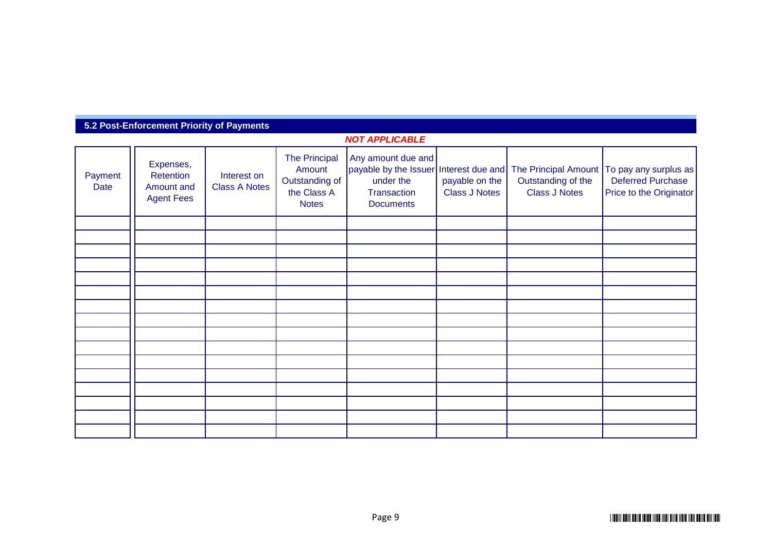## 5.2 Post-Enforcement Priority of Payments

***NOT APPLICABLE***

| Payment Date | Expenses, Retention Amount and Agent Fees | Interest on Class A Notes | The Principal Amount Outstanding of the Class A Notes | Any amount due and payable by the Issuer under the Transaction Documents | Interest due and payable on the Class J Notes | The Principal Amount Outstanding of the Class J Notes | To pay any surplus as Deferred Purchase Price to the Originator |
|---|---|---|---|---|---|---|---|
| | | | | | | | |
| | | | | | | | |
| | | | | | | | |
| | | | | | | | |
| | | | | | | | |
| | | | | | | | |
| | | | | | | | |
| | | | | | | | |
| | | | | | | | |
| | | | | | | | |
| | | | | | | | |
| | | | | | | | |
| | | | | | | | |
| | | | | | | | |
| | | | | | | | |
| | | | | | | | |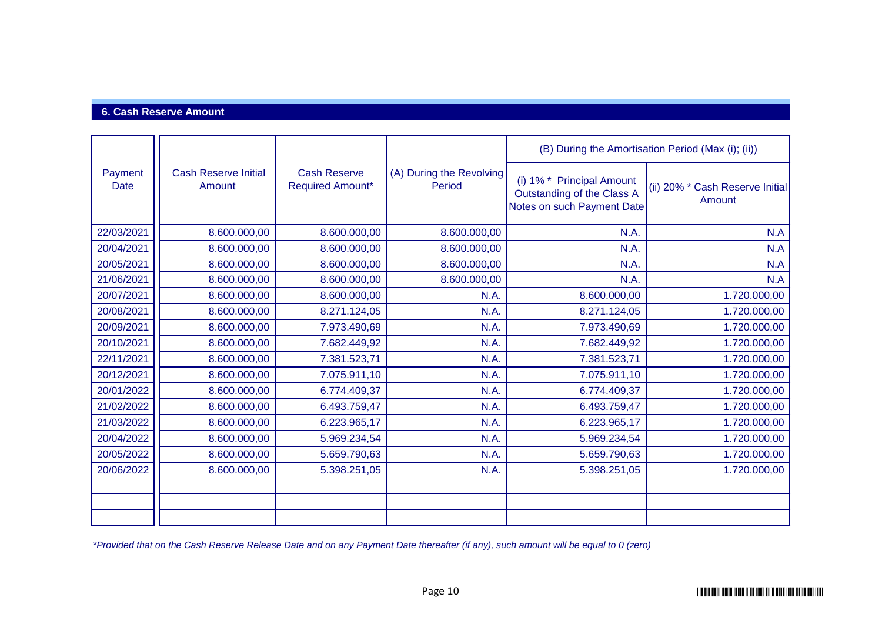## 6. Cash Reserve Amount

| Payment Date | Cash Reserve Initial Amount | Cash Reserve Required Amount* | (A) During the Revolving Period | (B) During the Amortisation Period (Max (i); (ii)) | |
|---|---|---|---|---|---|
| | | | | (i) 1% * Principal Amount Outstanding of the Class A Notes on such Payment Date | (ii) 20% * Cash Reserve Initial Amount |
| 22/03/2021 | 8.600.000,00 | 8.600.000,00 | 8.600.000,00 | N.A. | N.A |
| 20/04/2021 | 8.600.000,00 | 8.600.000,00 | 8.600.000,00 | N.A. | N.A |
| 20/05/2021 | 8.600.000,00 | 8.600.000,00 | 8.600.000,00 | N.A. | N.A |
| 21/06/2021 | 8.600.000,00 | 8.600.000,00 | 8.600.000,00 | N.A. | N.A |
| 20/07/2021 | 8.600.000,00 | 8.600.000,00 | N.A. | 8.600.000,00 | 1.720.000,00 |
| 20/08/2021 | 8.600.000,00 | 8.271.124,05 | N.A. | 8.271.124,05 | 1.720.000,00 |
| 20/09/2021 | 8.600.000,00 | 7.973.490,69 | N.A. | 7.973.490,69 | 1.720.000,00 |
| 20/10/2021 | 8.600.000,00 | 7.682.449,92 | N.A. | 7.682.449,92 | 1.720.000,00 |
| 22/11/2021 | 8.600.000,00 | 7.381.523,71 | N.A. | 7.381.523,71 | 1.720.000,00 |
| 20/12/2021 | 8.600.000,00 | 7.075.911,10 | N.A. | 7.075.911,10 | 1.720.000,00 |
| 20/01/2022 | 8.600.000,00 | 6.774.409,37 | N.A. | 6.774.409,37 | 1.720.000,00 |
| 21/02/2022 | 8.600.000,00 | 6.493.759,47 | N.A. | 6.493.759,47 | 1.720.000,00 |
| 21/03/2022 | 8.600.000,00 | 6.223.965,17 | N.A. | 6.223.965,17 | 1.720.000,00 |
| 20/04/2022 | 8.600.000,00 | 5.969.234,54 | N.A. | 5.969.234,54 | 1.720.000,00 |
| 20/05/2022 | 8.600.000,00 | 5.659.790,63 | N.A. | 5.659.790,63 | 1.720.000,00 |
| 20/06/2022 | 8.600.000,00 | 5.398.251,05 | N.A. | 5.398.251,05 | 1.720.000,00 |
| | | | | | |
| | | | | | |
| | | | | | |

*\*Provided that on the Cash Reserve Release Date and on any Payment Date thereafter (if any), such amount will be equal to 0 (zero)*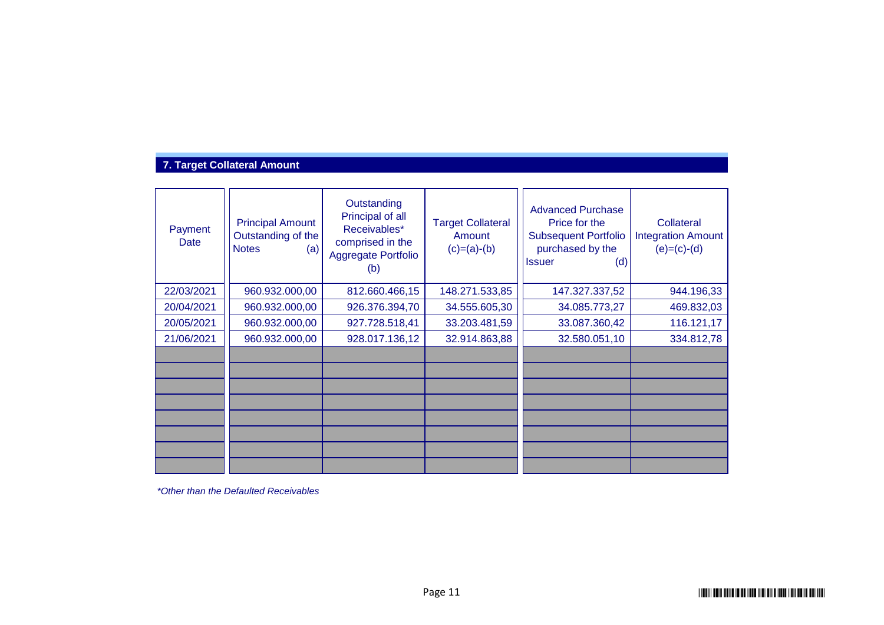## 7. Target Collateral Amount

| Payment Date | Principal Amount Outstanding of the Notes (a) | Outstanding Principal of all Receivables* comprised in the Aggregate Portfolio (b) | Target Collateral Amount (c)=(a)-(b) | Advanced Purchase Price for the Subsequent Portfolio purchased by the Issuer (d) | Collateral Integration Amount (e)=(c)-(d) |
|---|---|---|---|---|---|
| 22/03/2021 | 960.932.000,00 | 812.660.466,15 | 148.271.533,85 | 147.327.337,52 | 944.196,33 |
| 20/04/2021 | 960.932.000,00 | 926.376.394,70 | 34.555.605,30 | 34.085.773,27 | 469.832,03 |
| 20/05/2021 | 960.932.000,00 | 927.728.518,41 | 33.203.481,59 | 33.087.360,42 | 116.121,17 |
| 21/06/2021 | 960.932.000,00 | 928.017.136,12 | 32.914.863,88 | 32.580.051,10 | 334.812,78 |
| | | | | | |
| | | | | | |
| | | | | | |
| | | | | | |
| | | | | | |
| | | | | | |
| | | | | | |
| | | | | | |

*\*Other than the Defaulted Receivables*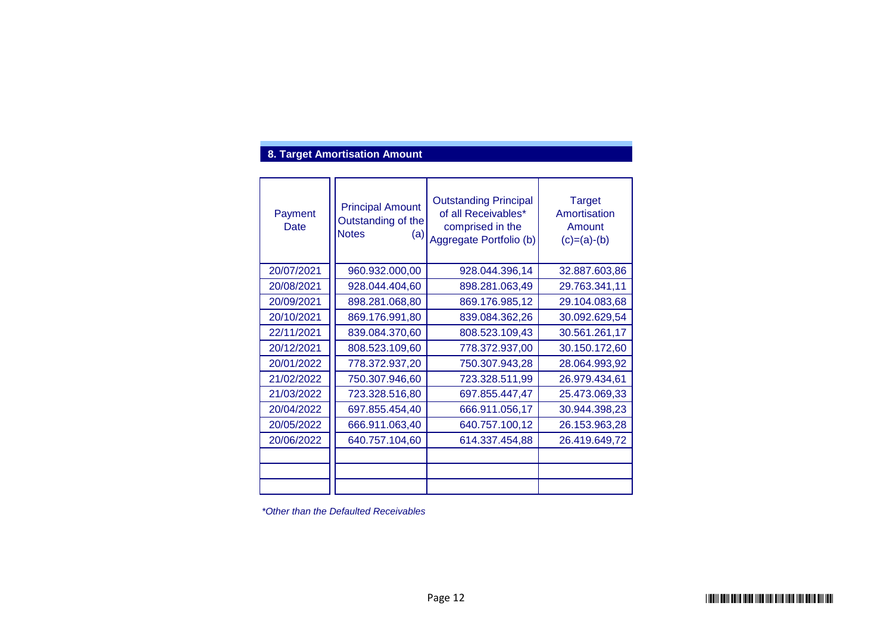## 8. Target Amortisation Amount

| Payment Date | Principal Amount Outstanding of the Notes (a) | Outstanding Principal of all Receivables* comprised in the Aggregate Portfolio (b) | Target Amortisation Amount (c)=(a)-(b) |
|---|---|---|---|
| 20/07/2021 | 960.932.000,00 | 928.044.396,14 | 32.887.603,86 |
| 20/08/2021 | 928.044.404,60 | 898.281.063,49 | 29.763.341,11 |
| 20/09/2021 | 898.281.068,80 | 869.176.985,12 | 29.104.083,68 |
| 20/10/2021 | 869.176.991,80 | 839.084.362,26 | 30.092.629,54 |
| 22/11/2021 | 839.084.370,60 | 808.523.109,43 | 30.561.261,17 |
| 20/12/2021 | 808.523.109,60 | 778.372.937,00 | 30.150.172,60 |
| 20/01/2022 | 778.372.937,20 | 750.307.943,28 | 28.064.993,92 |
| 21/02/2022 | 750.307.946,60 | 723.328.511,99 | 26.979.434,61 |
| 21/03/2022 | 723.328.516,80 | 697.855.447,47 | 25.473.069,33 |
| 20/04/2022 | 697.855.454,40 | 666.911.056,17 | 30.944.398,23 |
| 20/05/2022 | 666.911.063,40 | 640.757.100,12 | 26.153.963,28 |
| 20/06/2022 | 640.757.104,60 | 614.337.454,88 | 26.419.649,72 |
| | | | |
| | | | |
| | | | |

*Other than the Defaulted Receivables*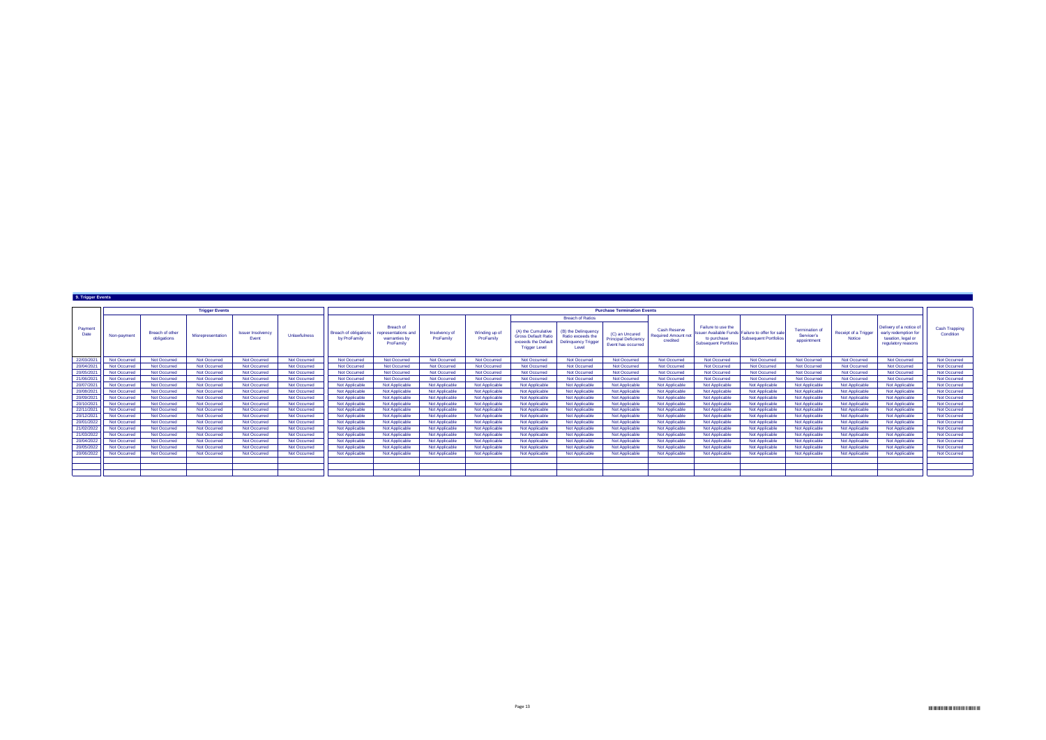## 9. Trigger Events

| Payment Date | Trigger Events | | | | | Purchase Termination Events | | | | | | | | | | | | | | Cash Trapping Condition |
|---|---|---|---|---|---|---|---|---|---|---|---|---|---|---|---|---|---|---|---|---|
| | | | | | | | | | | Breach of Ratios | | | | | | | | | | |
| | Non-payment | Breach of other obligations | Misrepresentation | Issuer Insolvency Event | Unlawfulness | Breach of obligations by ProFamily | Breach of representations and warranties by ProFamily | Insolvency of ProFamily | Winding up of ProFamily | (A) the Cumulative Gross Default Ratio exceeds the Default Trigger Level | (B) the Delinquency Ratio exceeds the Delinquency Trigger Level | (C) an Uncured Principal Deficiency Event has occurred | Cash Reserve Required Amount not credited | Failure to use the Issuer Available Funds to purchase Subsequent Portfolios | Failure to offer for sale Subsequent Portfolios | Termination of Servicer's appointment | Receipt of a Trigger Notice | Delivery of a notice of early redemption for taxation, legal or regulatory reasons | |
| 22/03/2021 | Not Occurred | Not Occurred | Not Occurred | Not Occurred | Not Occurred | Not Occurred | Not Occurred | Not Occurred | Not Occurred | Not Occurred | Not Occurred | Not Occurred | Not Occurred | Not Occurred | Not Occurred | Not Occurred | Not Occurred | Not Occurred | Not Occurred |
| 20/04/2021 | Not Occurred | Not Occurred | Not Occurred | Not Occurred | Not Occurred | Not Occurred | Not Occurred | Not Occurred | Not Occurred | Not Occurred | Not Occurred | Not Occurred | Not Occurred | Not Occurred | Not Occurred | Not Occurred | Not Occurred | Not Occurred | Not Occurred |
| 20/05/2021 | Not Occurred | Not Occurred | Not Occurred | Not Occurred | Not Occurred | Not Occurred | Not Occurred | Not Occurred | Not Occurred | Not Occurred | Not Occurred | Not Occurred | Not Occurred | Not Occurred | Not Occurred | Not Occurred | Not Occurred | Not Occurred | Not Occurred |
| 21/06/2021 | Not Occurred | Not Occurred | Not Occurred | Not Occurred | Not Occurred | Not Occurred | Not Occurred | Not Occurred | Not Occurred | Not Occurred | Not Occurred | Not Occurred | Not Occurred | Not Occurred | Not Occurred | Not Occurred | Not Occurred | Not Occurred | Not Occurred |
| 20/07/2021 | Not Occurred | Not Occurred | Not Occurred | Not Occurred | Not Occurred | Not Applicable | Not Applicable | Not Applicable | Not Applicable | Not Applicable | Not Applicable | Not Applicable | Not Applicable | Not Applicable | Not Applicable | Not Applicable | Not Applicable | Not Applicable | Not Occurred |
| 20/08/2021 | Not Occurred | Not Occurred | Not Occurred | Not Occurred | Not Occurred | Not Applicable | Not Applicable | Not Applicable | Not Applicable | Not Applicable | Not Applicable | Not Applicable | Not Applicable | Not Applicable | Not Applicable | Not Applicable | Not Applicable | Not Applicable | Not Occurred |
| 20/09/2021 | Not Occurred | Not Occurred | Not Occurred | Not Occurred | Not Occurred | Not Applicable | Not Applicable | Not Applicable | Not Applicable | Not Applicable | Not Applicable | Not Applicable | Not Applicable | Not Applicable | Not Applicable | Not Applicable | Not Applicable | Not Applicable | Not Occurred |
| 20/10/2021 | Not Occurred | Not Occurred | Not Occurred | Not Occurred | Not Occurred | Not Applicable | Not Applicable | Not Applicable | Not Applicable | Not Applicable | Not Applicable | Not Applicable | Not Applicable | Not Applicable | Not Applicable | Not Applicable | Not Applicable | Not Applicable | Not Occurred |
| 22/11/2021 | Not Occurred | Not Occurred | Not Occurred | Not Occurred | Not Occurred | Not Applicable | Not Applicable | Not Applicable | Not Applicable | Not Applicable | Not Applicable | Not Applicable | Not Applicable | Not Applicable | Not Applicable | Not Applicable | Not Applicable | Not Applicable | Not Occurred |
| 20/12/2021 | Not Occurred | Not Occurred | Not Occurred | Not Occurred | Not Occurred | Not Applicable | Not Applicable | Not Applicable | Not Applicable | Not Applicable | Not Applicable | Not Applicable | Not Applicable | Not Applicable | Not Applicable | Not Applicable | Not Applicable | Not Applicable | Not Occurred |
| 20/01/2022 | Not Occurred | Not Occurred | Not Occurred | Not Occurred | Not Occurred | Not Applicable | Not Applicable | Not Applicable | Not Applicable | Not Applicable | Not Applicable | Not Applicable | Not Applicable | Not Applicable | Not Applicable | Not Applicable | Not Applicable | Not Applicable | Not Occurred |
| 21/02/2022 | Not Occurred | Not Occurred | Not Occurred | Not Occurred | Not Occurred | Not Applicable | Not Applicable | Not Applicable | Not Applicable | Not Applicable | Not Applicable | Not Applicable | Not Applicable | Not Applicable | Not Applicable | Not Applicable | Not Applicable | Not Applicable | Not Occurred |
| 21/03/2022 | Not Occurred | Not Occurred | Not Occurred | Not Occurred | Not Occurred | Not Applicable | Not Applicable | Not Applicable | Not Applicable | Not Applicable | Not Applicable | Not Applicable | Not Applicable | Not Applicable | Not Applicable | Not Applicable | Not Applicable | Not Applicable | Not Occurred |
| 20/04/2022 | Not Occurred | Not Occurred | Not Occurred | Not Occurred | Not Occurred | Not Applicable | Not Applicable | Not Applicable | Not Applicable | Not Applicable | Not Applicable | Not Applicable | Not Applicable | Not Applicable | Not Applicable | Not Applicable | Not Applicable | Not Applicable | Not Occurred |
| 20/05/2022 | Not Occurred | Not Occurred | Not Occurred | Not Occurred | Not Occurred | Not Applicable | Not Applicable | Not Applicable | Not Applicable | Not Applicable | Not Applicable | Not Applicable | Not Applicable | Not Applicable | Not Applicable | Not Applicable | Not Applicable | Not Applicable | Not Occurred |
| 20/06/2022 | Not Occurred | Not Occurred | Not Occurred | Not Occurred | Not Occurred | Not Applicable | Not Applicable | Not Applicable | Not Applicable | Not Applicable | Not Applicable | Not Applicable | Not Applicable | Not Applicable | Not Applicable | Not Applicable | Not Applicable | Not Applicable | Not Occurred |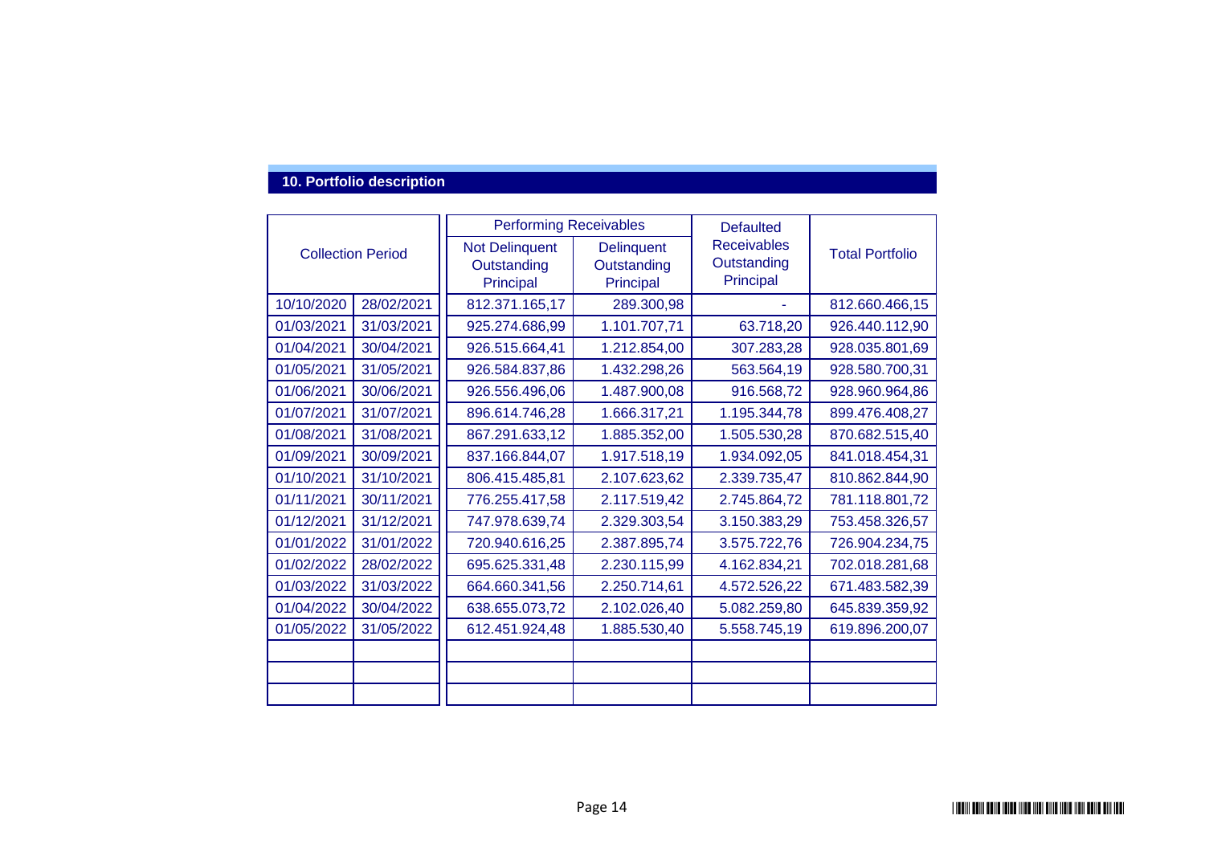## 10. Portfolio description

| Collection Period | | Performing Receivables | | Defaulted Receivables Outstanding Principal | Total Portfolio |
|---|---|---|---|---|---|
| | | Not Delinquent Outstanding Principal | Delinquent Outstanding Principal | | |
| 10/10/2020 | 28/02/2021 | 812.371.165,17 | 289.300,98 | - | 812.660.466,15 |
| 01/03/2021 | 31/03/2021 | 925.274.686,99 | 1.101.707,71 | 63.718,20 | 926.440.112,90 |
| 01/04/2021 | 30/04/2021 | 926.515.664,41 | 1.212.854,00 | 307.283,28 | 928.035.801,69 |
| 01/05/2021 | 31/05/2021 | 926.584.837,86 | 1.432.298,26 | 563.564,19 | 928.580.700,31 |
| 01/06/2021 | 30/06/2021 | 926.556.496,06 | 1.487.900,08 | 916.568,72 | 928.960.964,86 |
| 01/07/2021 | 31/07/2021 | 896.614.746,28 | 1.666.317,21 | 1.195.344,78 | 899.476.408,27 |
| 01/08/2021 | 31/08/2021 | 867.291.633,12 | 1.885.352,00 | 1.505.530,28 | 870.682.515,40 |
| 01/09/2021 | 30/09/2021 | 837.166.844,07 | 1.917.518,19 | 1.934.092,05 | 841.018.454,31 |
| 01/10/2021 | 31/10/2021 | 806.415.485,81 | 2.107.623,62 | 2.339.735,47 | 810.862.844,90 |
| 01/11/2021 | 30/11/2021 | 776.255.417,58 | 2.117.519,42 | 2.745.864,72 | 781.118.801,72 |
| 01/12/2021 | 31/12/2021 | 747.978.639,74 | 2.329.303,54 | 3.150.383,29 | 753.458.326,57 |
| 01/01/2022 | 31/01/2022 | 720.940.616,25 | 2.387.895,74 | 3.575.722,76 | 726.904.234,75 |
| 01/02/2022 | 28/02/2022 | 695.625.331,48 | 2.230.115,99 | 4.162.834,21 | 702.018.281,68 |
| 01/03/2022 | 31/03/2022 | 664.660.341,56 | 2.250.714,61 | 4.572.526,22 | 671.483.582,39 |
| 01/04/2022 | 30/04/2022 | 638.655.073,72 | 2.102.026,40 | 5.082.259,80 | 645.839.359,92 |
| 01/05/2022 | 31/05/2022 | 612.451.924,48 | 1.885.530,40 | 5.558.745,19 | 619.896.200,07 |
| | | | | | |
| | | | | | |
| | | | | | |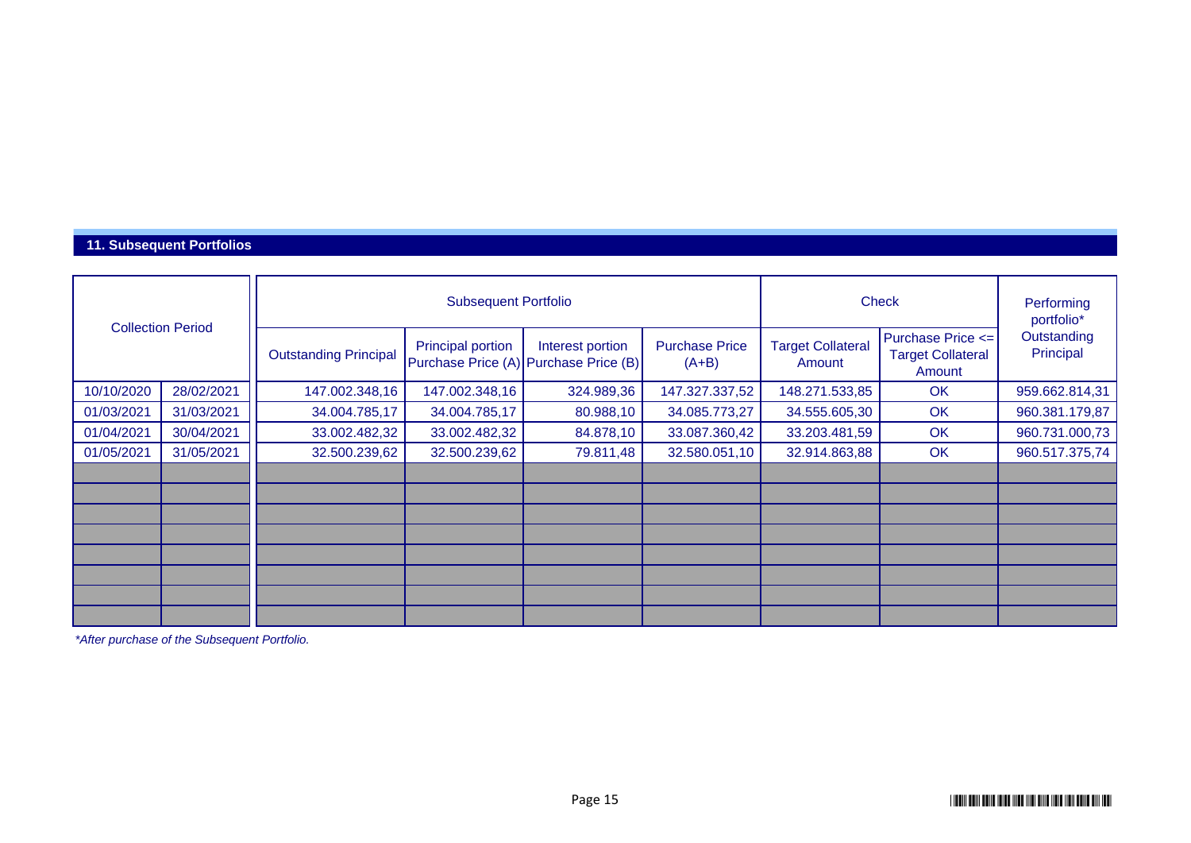## 11. Subsequent Portfolios

| Collection Period | | Subsequent Portfolio | | | | Check | | Performing portfolio* Outstanding Principal |
|---|---|---|---|---|---|---|---|---|
| | | Outstanding Principal | Principal portion Purchase Price (A) | Interest portion Purchase Price (B) | Purchase Price (A+B) | Target Collateral Amount | Purchase Price <= Target Collateral Amount | |
| 10/10/2020 | 28/02/2021 | 147.002.348,16 | 147.002.348,16 | 324.989,36 | 147.327.337,52 | 148.271.533,85 | OK | 959.662.814,31 |
| 01/03/2021 | 31/03/2021 | 34.004.785,17 | 34.004.785,17 | 80.988,10 | 34.085.773,27 | 34.555.605,30 | OK | 960.381.179,87 |
| 01/04/2021 | 30/04/2021 | 33.002.482,32 | 33.002.482,32 | 84.878,10 | 33.087.360,42 | 33.203.481,59 | OK | 960.731.000,73 |
| 01/05/2021 | 31/05/2021 | 32.500.239,62 | 32.500.239,62 | 79.811,48 | 32.580.051,10 | 32.914.863,88 | OK | 960.517.375,74 |
| | | | | | | | | |
| | | | | | | | | |
| | | | | | | | | |
| | | | | | | | | |
| | | | | | | | | |
| | | | | | | | | |
| | | | | | | | | |
| | | | | | | | | |

*After purchase of the Subsequent Portfolio.*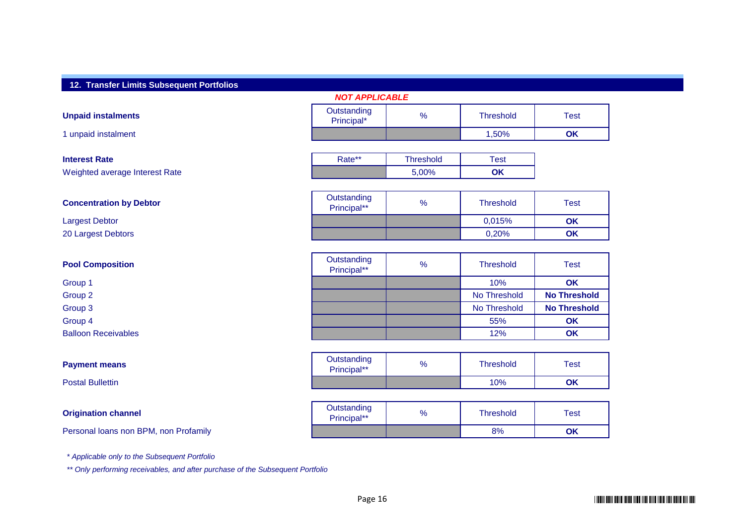## 12. Transfer Limits Subsequent Portfolios

***NOT APPLICABLE***

| Unpaid instalments | Outstanding Principal* | % | Threshold | Test |
|---|---|---|---|---|
| 1 unpaid instalment | | | 1,50% | **OK** |

| Interest Rate | Rate** | Threshold | Test |
|---|---|---|---|
| Weighted average Interest Rate | | 5,00% | **OK** |

| Concentration by Debtor | Outstanding Principal** | % | Threshold | Test |
|---|---|---|---|---|
| Largest Debtor | | | 0,015% | **OK** |
| 20 Largest Debtors | | | 0,20% | **OK** |

| Pool Composition | Outstanding Principal** | % | Threshold | Test |
|---|---|---|---|---|
| Group 1 | | | 10% | **OK** |
| Group 2 | | | No Threshold | **No Threshold** |
| Group 3 | | | No Threshold | **No Threshold** |
| Group 4 | | | 55% | **OK** |
| Balloon Receivables | | | 12% | **OK** |

| Payment means | Outstanding Principal** | % | Threshold | Test |
|---|---|---|---|---|
| Postal Bullettin | | | 10% | **OK** |

| Origination channel | Outstanding Principal** | % | Threshold | Test |
|---|---|---|---|---|
| Personal loans non BPM, non Profamily | | | 8% | **OK** |

*\* Applicable only to the Subsequent Portfolio*

*\*\* Only performing receivables, and after purchase of the Subsequent Portfolio*